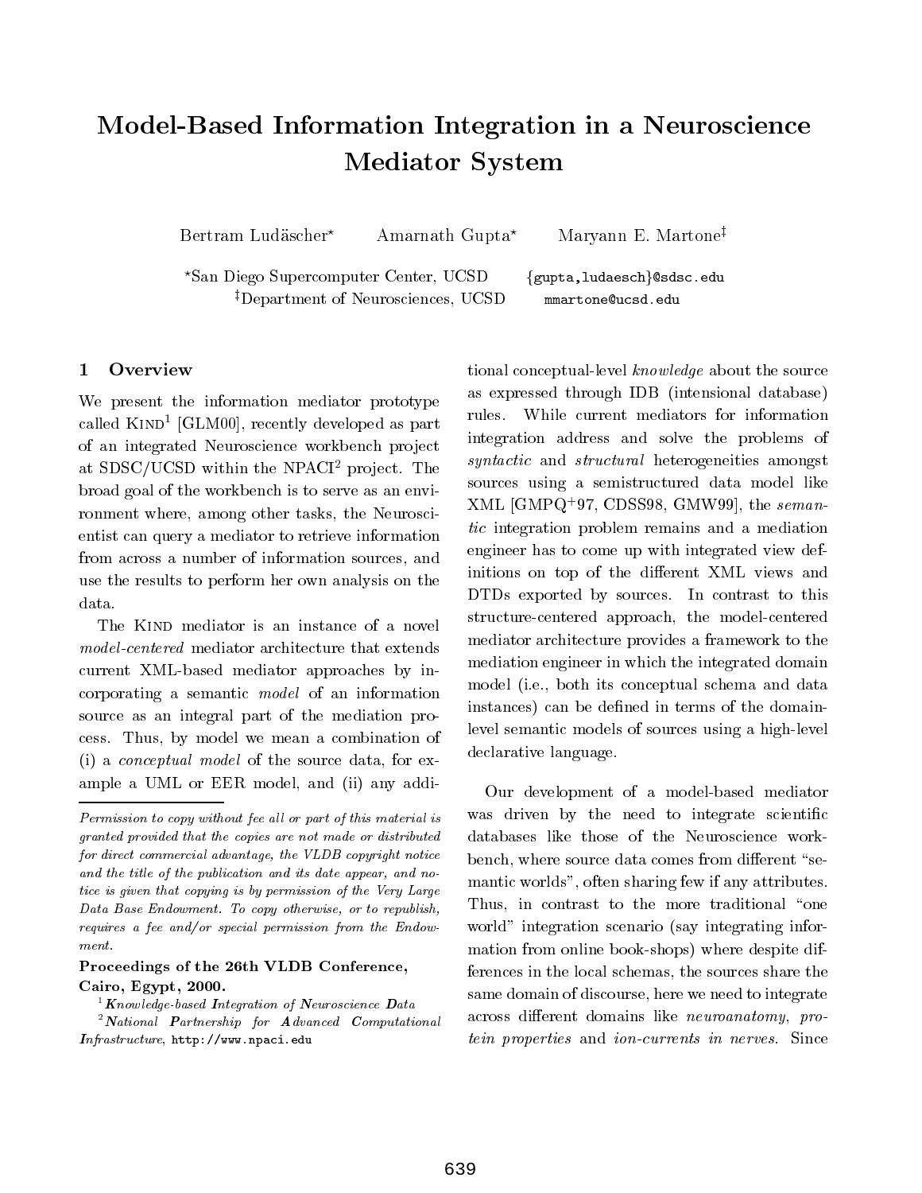# Model-Based Information Integration in a Neuroscience Mediator System

Bertram Ludäscher[*] Amarnath Gupta[*] Maryann E. Martone[‡]

[*]San Diego Supercomputer Center, UCSD {gupta,ludaesch}@sdsc.edu
[‡]Department of Neurosciences, UCSD mmartone@ucsd.edu

## 1 Overview

We present the information mediator prototype called KIND[1] [GLM00], recently developed as part of an integrated Neuroscience workbench project at SDSC/UCSD within the NPACI[2] project. The broad goal of the workbench is to serve as an environment where, among other tasks, the Neuroscientist can query a mediator to retrieve information from across a number of information sources, and use the results to perform her own analysis on the data.

The KIND mediator is an instance of a novel *model-centered* mediator architecture that extends current XML-based mediator approaches by incorporating a semantic *model* of an information source as an integral part of the mediation process. Thus, by model we mean a combination of (i) a *conceptual model* of the source data, for example a UML or EER model, and (ii) any additional conceptual-level *knowledge* about the source as expressed through IDB (intensional database) rules. While current mediators for information integration address and solve the problems of *syntactic* and *structural* heterogeneities amongst sources using a semistructured data model like XML [GMPQ+97, CDSS98, GMW99], the *semantic* integration problem remains and a mediation engineer has to come up with integrated view definitions on top of the different XML views and DTDs exported by sources. In contrast to this structure-centered approach, the model-centered mediator architecture provides a framework to the mediation engineer in which the integrated domain model (i.e., both its conceptual schema and data instances) can be defined in terms of the domain-level semantic models of sources using a high-level declarative language.

Our development of a model-based mediator was driven by the need to integrate scientific databases like those of the Neuroscience workbench, where source data comes from different "semantic worlds", often sharing few if any attributes. Thus, in contrast to the more traditional "one world" integration scenario (say integrating information from online book-shops) where despite differences in the local schemas, the sources share the same domain of discourse, here we need to integrate across different domains like *neuroanatomy*, *protein properties* and *ion-currents in nerves*. Since

---

*Permission to copy without fee all or part of this material is granted provided that the copies are not made or distributed for direct commercial advantage, the VLDB copyright notice and the title of the publication and its date appear, and notice is given that copying is by permission of the Very Large Data Base Endowment. To copy otherwise, or to republish, requires a fee and/or special permission from the Endowment.*

**Proceedings of the 26th VLDB Conference, Cairo, Egypt, 2000.**

[1] ***K****nowledge-based* ***I****ntegration of* ***N****euroscience* ***D****ata*

[2] ***N****ational* ***P****artnership for* ***A****dvanced* ***C****omputational* ***I****nfrastructure*, http://www.npaci.edu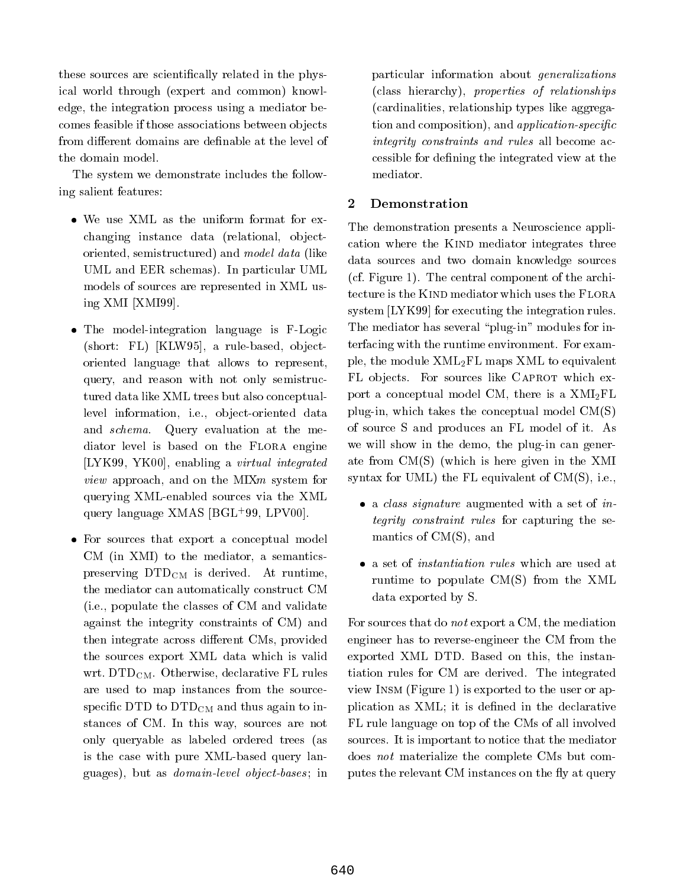these sources are scientifically related in the physical world through (expert and common) knowledge, the integration process using a mediator becomes feasible if those associations between objects from different domains are definable at the level of the domain model.

The system we demonstrate includes the following salient features:

- We use XML as the uniform format for exchanging instance data (relational, object-oriented, semistructured) and *model data* (like UML and EER schemas). In particular UML models of sources are represented in XML using XMI [XMI99].

- The model-integration language is F-Logic (short: FL) [KLW95], a rule-based, object-oriented language that allows to represent, query, and reason with not only semistructured data like XML trees but also conceptual-level information, i.e., object-oriented data and *schema*. Query evaluation at the mediator level is based on the FLORA engine [LYK99, YK00], enabling a *virtual integrated view* approach, and on the MIX*m* system for querying XML-enabled sources via the XML query language XMAS [BGL+99, LPV00].

- For sources that export a conceptual model CM (in XMI) to the mediator, a semantics-preserving $\text{DTD}_{\text{CM}}$ is derived. At runtime, the mediator can automatically construct CM (i.e., populate the classes of CM and validate against the integrity constraints of CM) and then integrate across different CMs, provided the sources export XML data which is valid wrt. $\text{DTD}_{\text{CM}}$. Otherwise, declarative FL rules are used to map instances from the source-specific DTD to $\text{DTD}_{\text{CM}}$ and thus again to instances of CM. In this way, sources are not only queryable as labeled ordered trees (as is the case with pure XML-based query languages), but as *domain-level object-bases*; in particular information about *generalizations* (class hierarchy), *properties of relationships* (cardinalities, relationship types like aggregation and composition), and *application-specific integrity constraints and rules* all become accessible for defining the integrated view at the mediator.

## 2 Demonstration

The demonstration presents a Neuroscience application where the KIND mediator integrates three data sources and two domain knowledge sources (cf. Figure 1). The central component of the architecture is the KIND mediator which uses the FLORA system [LYK99] for executing the integration rules. The mediator has several "plug-in" modules for interfacing with the runtime environment. For example, the module $\text{XML}_2\text{FL}$ maps XML to equivalent FL objects. For sources like CAPROT which export a conceptual model CM, there is a $\text{XMI}_2\text{FL}$ plug-in, which takes the conceptual model CM(S) of source S and produces an FL model of it. As we will show in the demo, the plug-in can generate from CM(S) (which is here given in the XMI syntax for UML) the FL equivalent of CM(S), i.e.,

- a *class signature* augmented with a set of *integrity constraint rules* for capturing the semantics of CM(S), and

- a set of *instantiation rules* which are used at runtime to populate CM(S) from the XML data exported by S.

For sources that do *not* export a CM, the mediation engineer has to reverse-engineer the CM from the exported XML DTD. Based on this, the instantiation rules for CM are derived. The integrated view INSM (Figure 1) is exported to the user or application as XML; it is defined in the declarative FL rule language on top of the CMs of all involved sources. It is important to notice that the mediator does *not* materialize the complete CMs but computes the relevant CM instances on the fly at query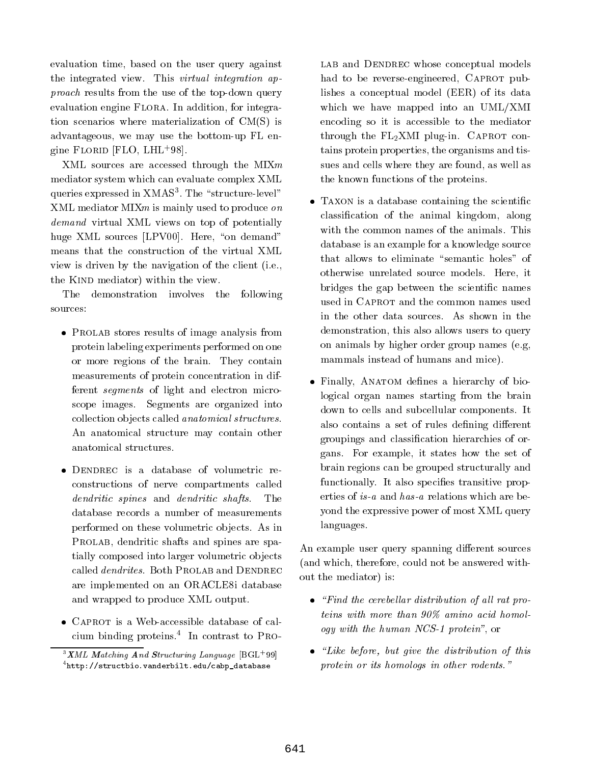evaluation time, based on the user query against the integrated view. This *virtual integration approach* results from the use of the top-down query evaluation engine FLORA. In addition, for integration scenarios where materialization of CM(S) is advantageous, we may use the bottom-up FL engine FLORID [FLO, LHL+98].

XML sources are accessed through the MIX*m* mediator system which can evaluate complex XML queries expressed in XMAS[3]. The "structure-level" XML mediator MIX*m* is mainly used to produce *on demand* virtual XML views on top of potentially huge XML sources [LPV00]. Here, "on demand" means that the construction of the virtual XML view is driven by the navigation of the client (i.e., the KIND mediator) within the view.

The demonstration involves the following sources:

- PROLAB stores results of image analysis from protein labeling experiments performed on one or more regions of the brain. They contain measurements of protein concentration in different *segments* of light and electron microscope images. Segments are organized into collection objects called *anatomical structures*. An anatomical structure may contain other anatomical structures.

- DENDREC is a database of volumetric reconstructions of nerve compartments called *dendritic spines* and *dendritic shafts*. The database records a number of measurements performed on these volumetric objects. As in PROLAB, dendritic shafts and spines are spatially composed into larger volumetric objects called *dendrites*. Both PROLAB and DENDREC are implemented on an ORACLE8i database and wrapped to produce XML output.

- CAPROT is a Web-accessible database of calcium binding proteins.[4] In contrast to PROLAB and DENDREC whose conceptual models had to be reverse-engineered, CAPROT publishes a conceptual model (EER) of its data which we have mapped into an UML/XMI encoding so it is accessible to the mediator through the $FL_2$XMI plug-in. CAPROT contains protein properties, the organisms and tissues and cells where they are found, as well as the known functions of the proteins.

- TAXON is a database containing the scientific classification of the animal kingdom, along with the common names of the animals. This database is an example for a knowledge source that allows to eliminate "semantic holes" of otherwise unrelated source models. Here, it bridges the gap between the scientific names used in CAPROT and the common names used in the other data sources. As shown in the demonstration, this also allows users to query on animals by higher order group names (e.g, mammals instead of humans and mice).

- Finally, ANATOM defines a hierarchy of biological organ names starting from the brain down to cells and subcellular components. It also contains a set of rules defining different groupings and classification hierarchies of organs. For example, it states how the set of brain regions can be grouped structurally and functionally. It also specifies transitive properties of *is-a* and *has-a* relations which are beyond the expressive power of most XML query languages.

An example user query spanning different sources (and which, therefore, could not be answered without the mediator) is:

- *"Find the cerebellar distribution of all rat proteins with more than 90% amino acid homology with the human NCS-1 protein"*, or

- *"Like before, but give the distribution of this protein or its homologs in other rodents."*

[3] ***X****ML* ***M****atching* ***A****nd* ***S****tructuring Language* [BGL+99]

[4] `http://structbio.vanderbilt.edu/cabp_database`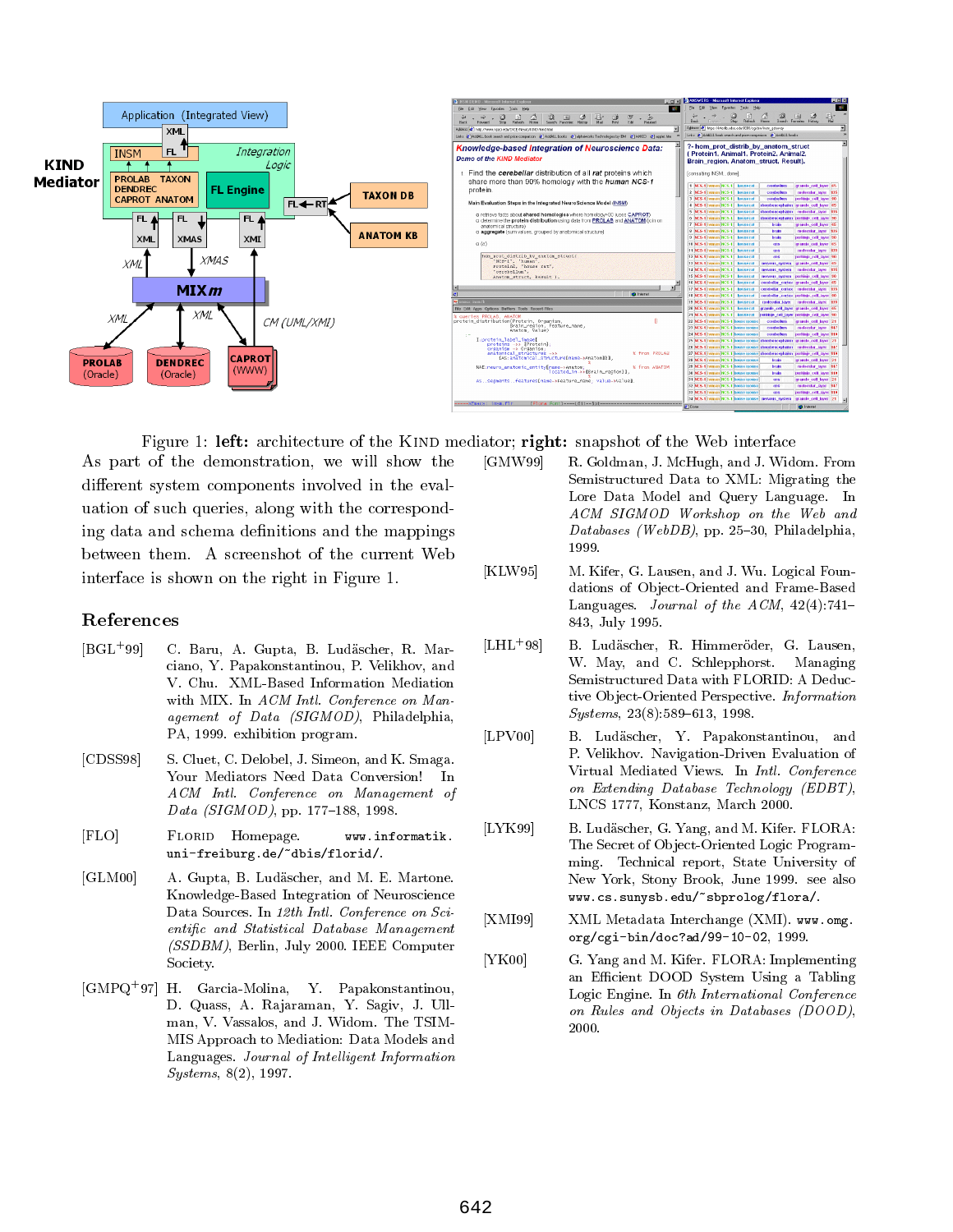Figure 1: **left:** architecture of the KIND mediator; **right:** snapshot of the Web interface

As part of the demonstration, we will show the different system components involved in the evaluation of such queries, along with the corresponding data and schema definitions and the mappings between them. A screenshot of the current Web interface is shown on the right in Figure 1.

## References

[BGL+99] C. Baru, A. Gupta, B. Ludäscher, R. Marciano, Y. Papakonstantinou, P. Velikhov, and V. Chu. XML-Based Information Mediation with MIX. In *ACM Intl. Conference on Management of Data (SIGMOD)*, Philadelphia, PA, 1999. exhibition program.

[CDSS98] S. Cluet, C. Delobel, J. Simeon, and K. Smaga. Your Mediators Need Data Conversion! In *ACM Intl. Conference on Management of Data (SIGMOD)*, pp. 177–188, 1998.

[FLO] FLORID Homepage. www.informatik.uni-freiburg.de/~dbis/florid/.

[GLM00] A. Gupta, B. Ludäscher, and M. E. Martone. Knowledge-Based Integration of Neuroscience Data Sources. In *12th Intl. Conference on Scientific and Statistical Database Management (SSDBM)*, Berlin, July 2000. IEEE Computer Society.

[GMPQ+97] H. Garcia-Molina, Y. Papakonstantinou, D. Quass, A. Rajaraman, Y. Sagiv, J. Ullman, V. Vassalos, and J. Widom. The TSIMMIS Approach to Mediation: Data Models and Languages. *Journal of Intelligent Information Systems*, 8(2), 1997.

[GMW99] R. Goldman, J. McHugh, and J. Widom. From Semistructured Data to XML: Migrating the Lore Data Model and Query Language. In *ACM SIGMOD Workshop on the Web and Databases (WebDB)*, pp. 25–30, Philadelphia, 1999.

[KLW95] M. Kifer, G. Lausen, and J. Wu. Logical Foundations of Object-Oriented and Frame-Based Languages. *Journal of the ACM*, 42(4):741–843, July 1995.

[LHL+98] B. Ludäscher, R. Himmeröder, G. Lausen, W. May, and C. Schlepphorst. Managing Semistructured Data with FLORID: A Deductive Object-Oriented Perspective. *Information Systems*, 23(8):589–613, 1998.

[LPV00] B. Ludäscher, Y. Papakonstantinou, and P. Velikhov. Navigation-Driven Evaluation of Virtual Mediated Views. In *Intl. Conference on Extending Database Technology (EDBT)*, LNCS 1777, Konstanz, March 2000.

[LYK99] B. Ludäscher, G. Yang, and M. Kifer. FLORA: The Secret of Object-Oriented Logic Programming. Technical report, State University of New York, Stony Brook, June 1999. see also www.cs.sunysb.edu/~sbprolog/flora/.

[XMI99] XML Metadata Interchange (XMI). www.omg.org/cgi-bin/doc?ad/99-10-02, 1999.

[YK00] G. Yang and M. Kifer. FLORA: Implementing an Efficient DOOD System Using a Tabling Logic Engine. In *6th International Conference on Rules and Objects in Databases (DOOD)*, 2000.